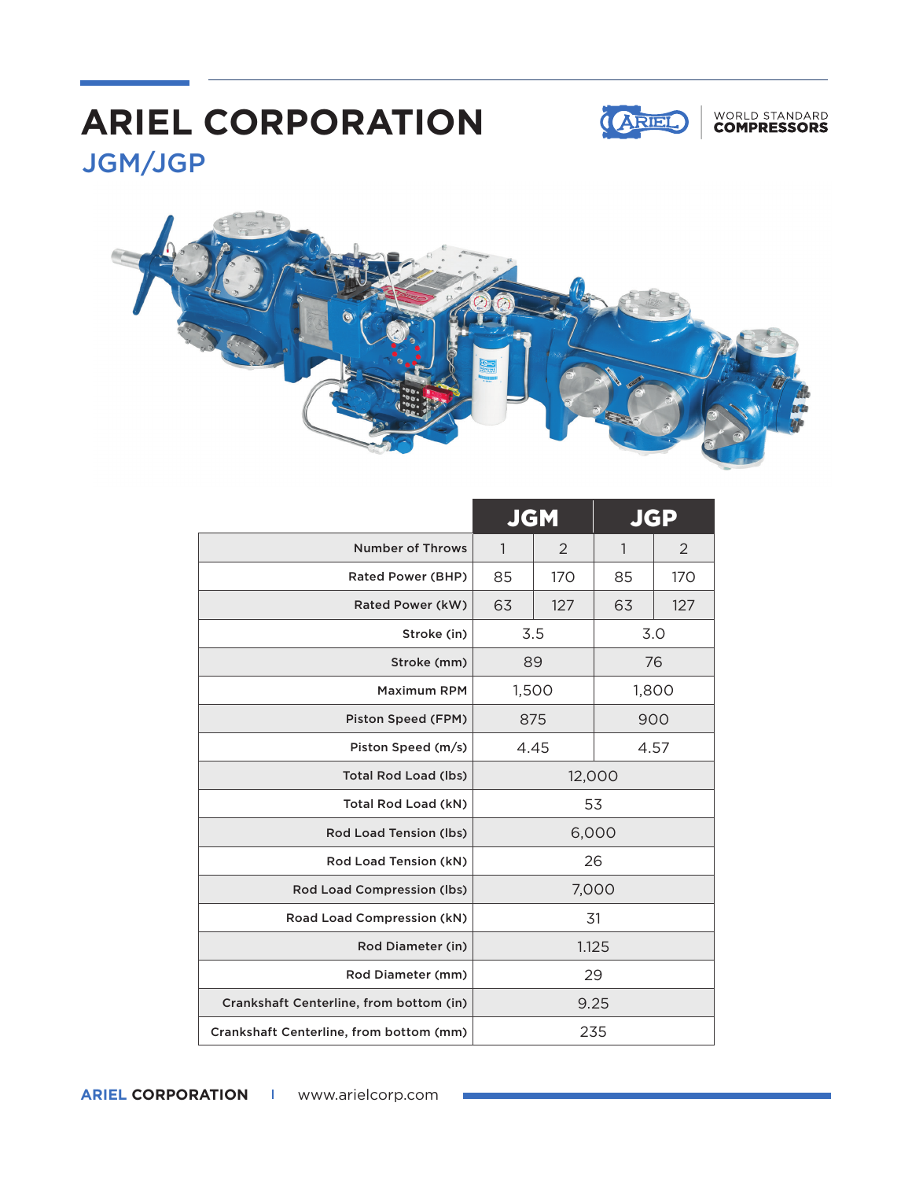# ARIEL CORPORATION

## JGM/JGP

WORLD STANDARD **COMPRESSORS**

| | JGM | | JGP | |
|---|---|---|---|---|
| Number of Throws | 1 | 2 | 1 | 2 |
| Rated Power (BHP) | 85 | 170 | 85 | 170 |
| Rated Power (kW) | 63 | 127 | 63 | 127 |
| Stroke (in) | 3.5 | | 3.0 | |
| Stroke (mm) | 89 | | 76 | |
| Maximum RPM | 1,500 | | 1,800 | |
| Piston Speed (FPM) | 875 | | 900 | |
| Piston Speed (m/s) | 4.45 | | 4.57 | |
| Total Rod Load (lbs) | 12,000 | | | |
| Total Rod Load (kN) | 53 | | | |
| Rod Load Tension (lbs) | 6,000 | | | |
| Rod Load Tension (kN) | 26 | | | |
| Rod Load Compression (lbs) | 7,000 | | | |
| Road Load Compression (kN) | 31 | | | |
| Rod Diameter (in) | 1.125 | | | |
| Rod Diameter (mm) | 29 | | | |
| Crankshaft Centerline, from bottom (in) | 9.25 | | | |
| Crankshaft Centerline, from bottom (mm) | 235 | | | |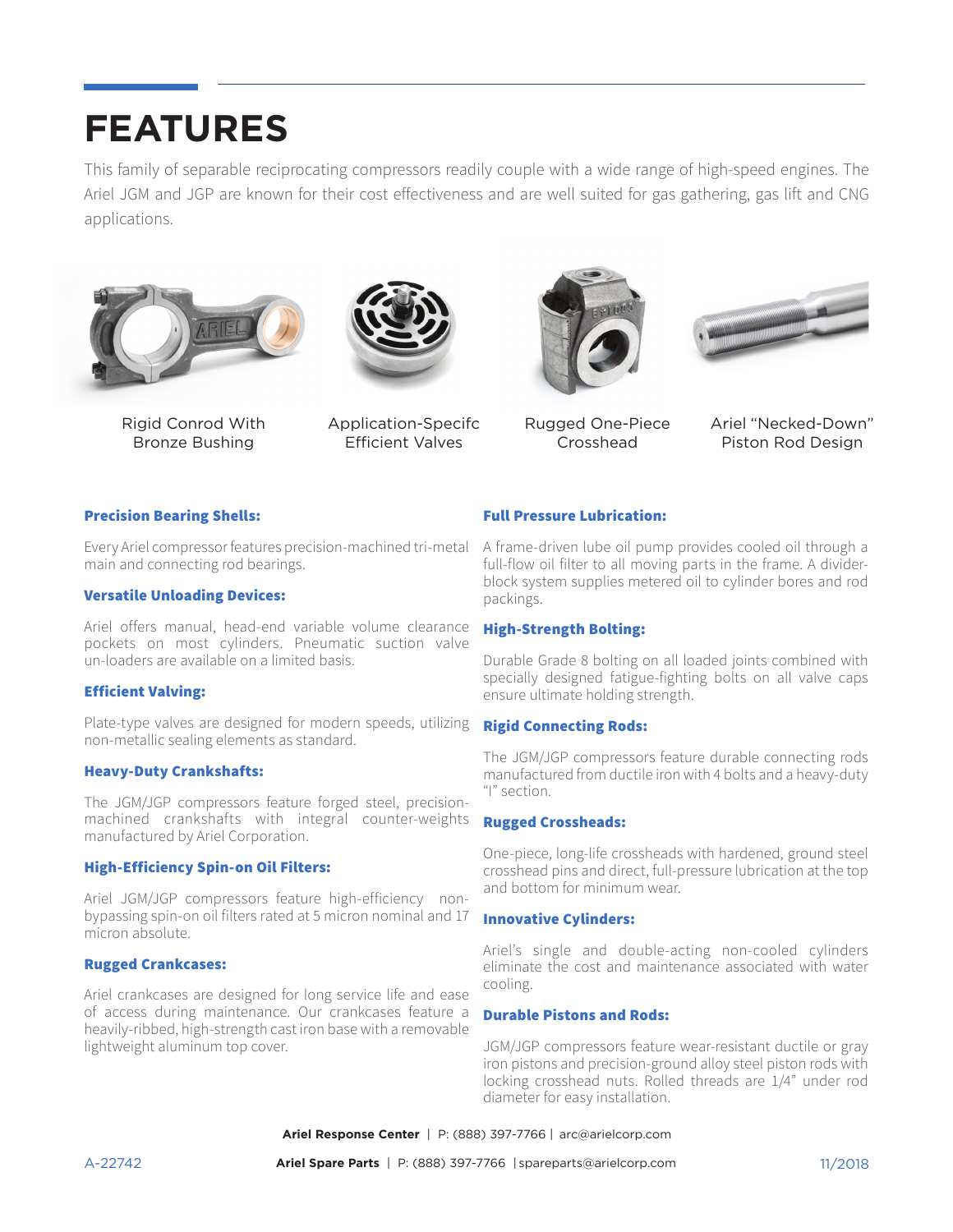# FEATURES

This family of separable reciprocating compressors readily couple with a wide range of high-speed engines. The Ariel JGM and JGP are known for their cost effectiveness and are well suited for gas gathering, gas lift and CNG applications.

Rigid Conrod With Bronze Bushing

Application-Specifc Efficient Valves

Rugged One-Piece Crosshead

Ariel "Necked-Down" Piston Rod Design

**Precision Bearing Shells:**

Every Ariel compressor features precision-machined tri-metal main and connecting rod bearings.

**Versatile Unloading Devices:**

Ariel offers manual, head-end variable volume clearance pockets on most cylinders. Pneumatic suction valve un-loaders are available on a limited basis.

**Efficient Valving:**

Plate-type valves are designed for modern speeds, utilizing non-metallic sealing elements as standard.

**Heavy-Duty Crankshafts:**

The JGM/JGP compressors feature forged steel, precision-machined crankshafts with integral counter-weights manufactured by Ariel Corporation.

**High-Efficiency Spin-on Oil Filters:**

Ariel JGM/JGP compressors feature high-efficiency non-bypassing spin-on oil filters rated at 5 micron nominal and 17 micron absolute.

**Rugged Crankcases:**

Ariel crankcases are designed for long service life and ease of access during maintenance. Our crankcases feature a heavily-ribbed, high-strength cast iron base with a removable lightweight aluminum top cover.

**Full Pressure Lubrication:**

A frame-driven lube oil pump provides cooled oil through a full-flow oil filter to all moving parts in the frame. A divider-block system supplies metered oil to cylinder bores and rod packings.

**High-Strength Bolting:**

Durable Grade 8 bolting on all loaded joints combined with specially designed fatigue-fighting bolts on all valve caps ensure ultimate holding strength.

**Rigid Connecting Rods:**

The JGM/JGP compressors feature durable connecting rods manufactured from ductile iron with 4 bolts and a heavy-duty "I" section.

**Rugged Crossheads:**

One-piece, long-life crossheads with hardened, ground steel crosshead pins and direct, full-pressure lubrication at the top and bottom for minimum wear.

**Innovative Cylinders:**

Ariel's single and double-acting non-cooled cylinders eliminate the cost and maintenance associated with water cooling.

**Durable Pistons and Rods:**

JGM/JGP compressors feature wear-resistant ductile or gray iron pistons and precision-ground alloy steel piston rods with locking crosshead nuts. Rolled threads are 1/4" under rod diameter for easy installation.

**Ariel Response Center** | P: (888) 397-7766 | arc@arielcorp.com

A-22742 **Ariel Spare Parts** | P: (888) 397-7766 | spareparts@arielcorp.com 11/2018